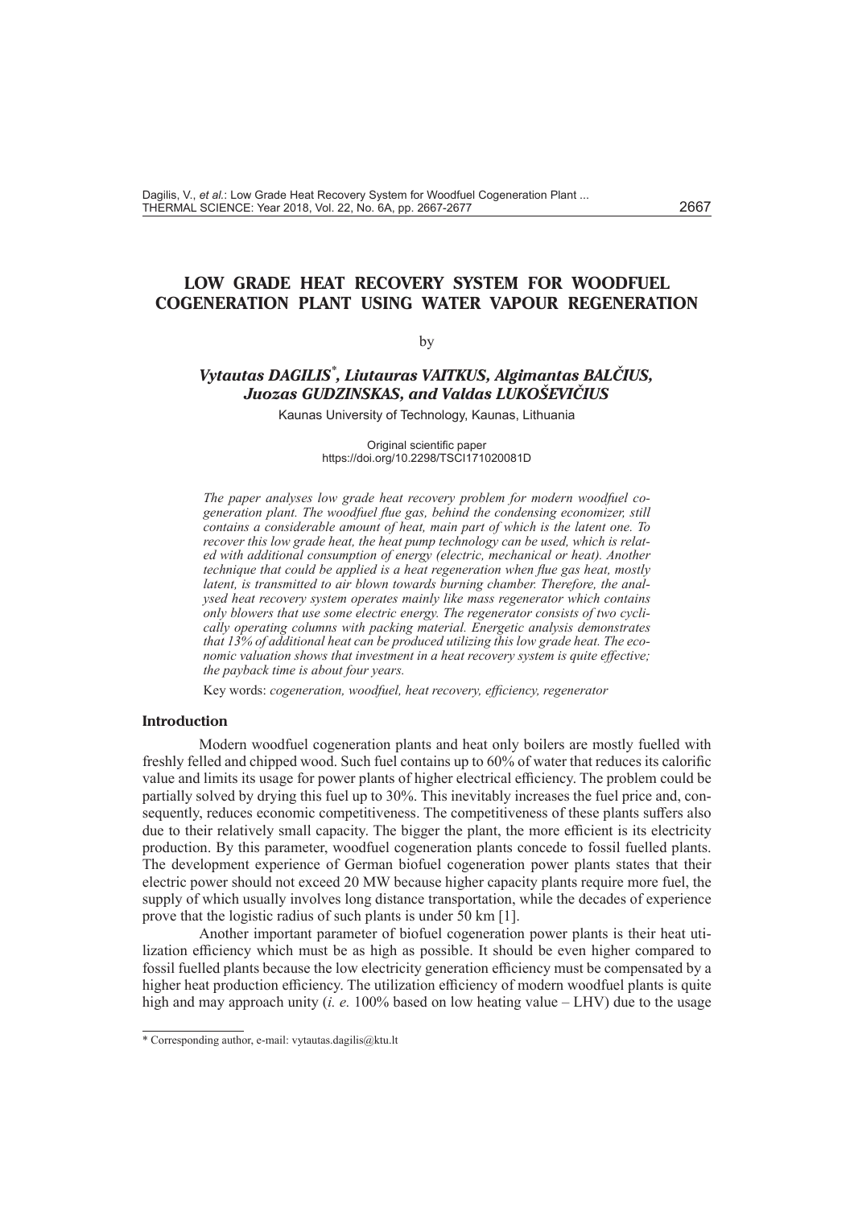# LOW GRADE HEAT RECOVERY SYSTEM FOR WOODFUEL COGENERATION PLANT USING WATER VAPOUR REGENERATION

by

***Vytautas DAGILIS*, Liutauras VAITKUS, Algimantas BALČIUS, Juozas GUDZINSKAS, and Valdas LUKOŠEVIČIUS***

Kaunas University of Technology, Kaunas, Lithuania

Original scientific paper
https://doi.org/10.2298/TSCI171020081D

*The paper analyses low grade heat recovery problem for modern woodfuel cogeneration plant. The woodfuel flue gas, behind the condensing economizer, still contains a considerable amount of heat, main part of which is the latent one. To recover this low grade heat, the heat pump technology can be used, which is related with additional consumption of energy (electric, mechanical or heat). Another technique that could be applied is a heat regeneration when flue gas heat, mostly latent, is transmitted to air blown towards burning chamber. Therefore, the analysed heat recovery system operates mainly like mass regenerator which contains only blowers that use some electric energy. The regenerator consists of two cyclically operating columns with packing material. Energetic analysis demonstrates that 13% of additional heat can be produced utilizing this low grade heat. The economic valuation shows that investment in a heat recovery system is quite effective; the payback time is about four years.*

Key words: *cogeneration, woodfuel, heat recovery, efficiency, regenerator*

## Introduction

Modern woodfuel cogeneration plants and heat only boilers are mostly fuelled with freshly felled and chipped wood. Such fuel contains up to 60% of water that reduces its calorific value and limits its usage for power plants of higher electrical efficiency. The problem could be partially solved by drying this fuel up to 30%. This inevitably increases the fuel price and, consequently, reduces economic competitiveness. The competitiveness of these plants suffers also due to their relatively small capacity. The bigger the plant, the more efficient is its electricity production. By this parameter, woodfuel cogeneration plants concede to fossil fuelled plants. The development experience of German biofuel cogeneration power plants states that their electric power should not exceed 20 MW because higher capacity plants require more fuel, the supply of which usually involves long distance transportation, while the decades of experience prove that the logistic radius of such plants is under 50 km [1].

Another important parameter of biofuel cogeneration power plants is their heat utilization efficiency which must be as high as possible. It should be even higher compared to fossil fuelled plants because the low electricity generation efficiency must be compensated by a higher heat production efficiency. The utilization efficiency of modern woodfuel plants is quite high and may approach unity (*i. e.* 100% based on low heating value – LHV) due to the usage

---

* Corresponding author, e-mail: vytautas.dagilis@ktu.lt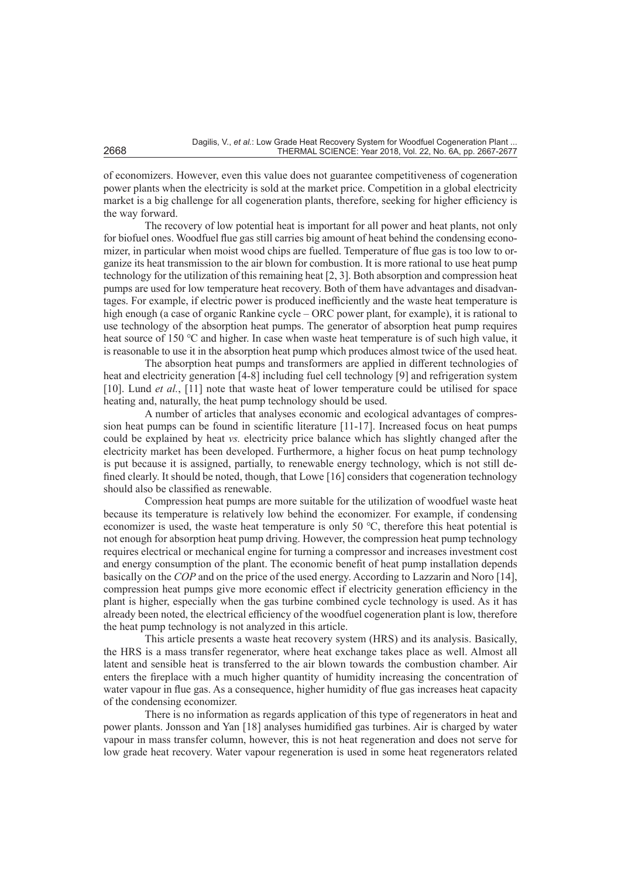of economizers. However, even this value does not guarantee competitiveness of cogeneration power plants when the electricity is sold at the market price. Competition in a global electricity market is a big challenge for all cogeneration plants, therefore, seeking for higher efficiency is the way forward.

The recovery of low potential heat is important for all power and heat plants, not only for biofuel ones. Woodfuel flue gas still carries big amount of heat behind the condensing economizer, in particular when moist wood chips are fuelled. Temperature of flue gas is too low to organize its heat transmission to the air blown for combustion. It is more rational to use heat pump technology for the utilization of this remaining heat [2, 3]. Both absorption and compression heat pumps are used for low temperature heat recovery. Both of them have advantages and disadvantages. For example, if electric power is produced inefficiently and the waste heat temperature is high enough (a case of organic Rankine cycle – ORC power plant, for example), it is rational to use technology of the absorption heat pumps. The generator of absorption heat pump requires heat source of 150 °C and higher. In case when waste heat temperature is of such high value, it is reasonable to use it in the absorption heat pump which produces almost twice of the used heat.

The absorption heat pumps and transformers are applied in different technologies of heat and electricity generation [4-8] including fuel cell technology [9] and refrigeration system [10]. Lund *et al.*, [11] note that waste heat of lower temperature could be utilised for space heating and, naturally, the heat pump technology should be used.

A number of articles that analyses economic and ecological advantages of compression heat pumps can be found in scientific literature [11-17]. Increased focus on heat pumps could be explained by heat *vs.* electricity price balance which has slightly changed after the electricity market has been developed. Furthermore, a higher focus on heat pump technology is put because it is assigned, partially, to renewable energy technology, which is not still defined clearly. It should be noted, though, that Lowe [16] considers that cogeneration technology should also be classified as renewable.

Compression heat pumps are more suitable for the utilization of woodfuel waste heat because its temperature is relatively low behind the economizer. For example, if condensing economizer is used, the waste heat temperature is only 50 °C, therefore this heat potential is not enough for absorption heat pump driving. However, the compression heat pump technology requires electrical or mechanical engine for turning a compressor and increases investment cost and energy consumption of the plant. The economic benefit of heat pump installation depends basically on the *COP* and on the price of the used energy. According to Lazzarin and Noro [14], compression heat pumps give more economic effect if electricity generation efficiency in the plant is higher, especially when the gas turbine combined cycle technology is used. As it has already been noted, the electrical efficiency of the woodfuel cogeneration plant is low, therefore the heat pump technology is not analyzed in this article.

This article presents a waste heat recovery system (HRS) and its analysis. Basically, the HRS is a mass transfer regenerator, where heat exchange takes place as well. Almost all latent and sensible heat is transferred to the air blown towards the combustion chamber. Air enters the fireplace with a much higher quantity of humidity increasing the concentration of water vapour in flue gas. As a consequence, higher humidity of flue gas increases heat capacity of the condensing economizer.

There is no information as regards application of this type of regenerators in heat and power plants. Jonsson and Yan [18] analyses humidified gas turbines. Air is charged by water vapour in mass transfer column, however, this is not heat regeneration and does not serve for low grade heat recovery. Water vapour regeneration is used in some heat regenerators related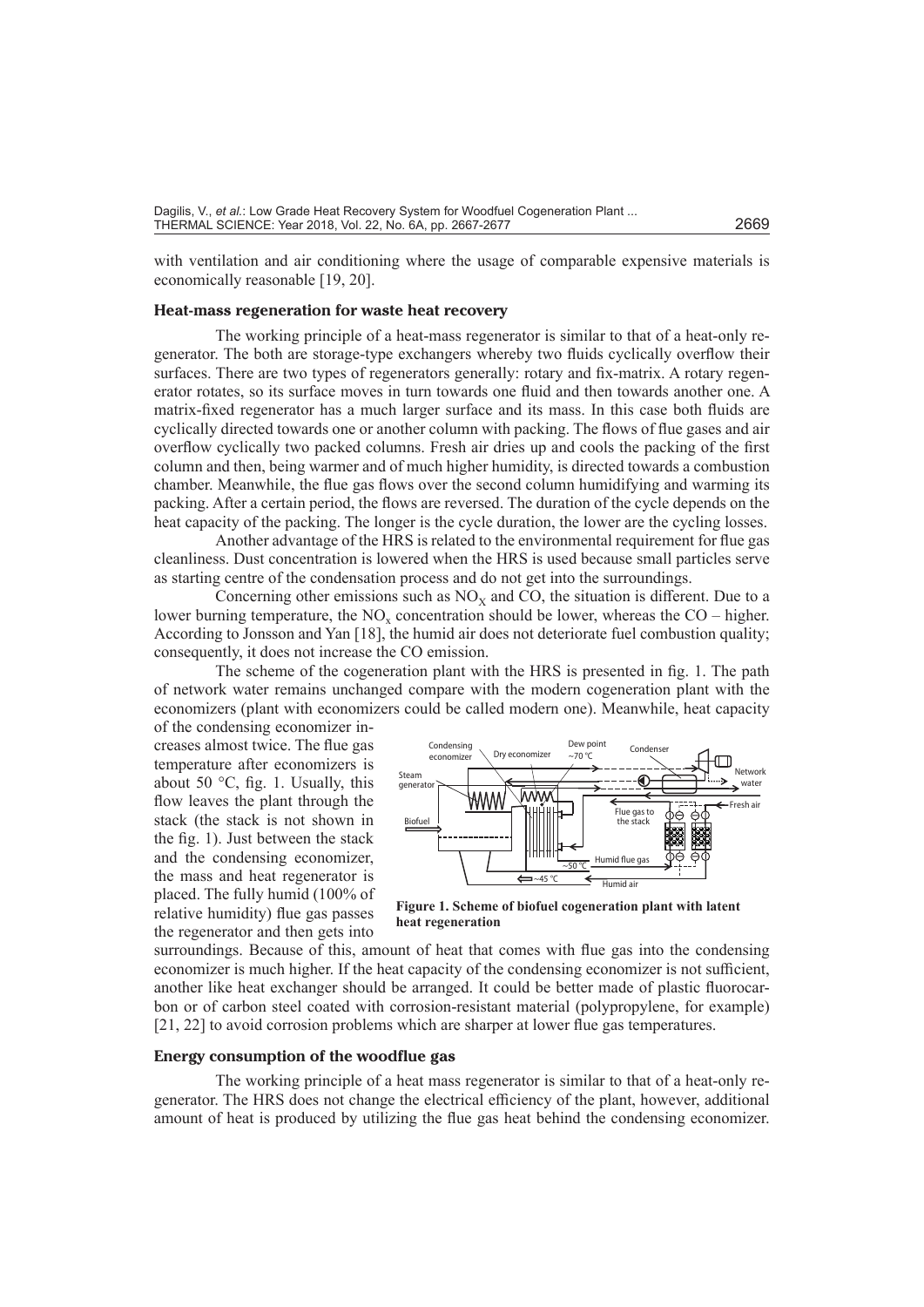with ventilation and air conditioning where the usage of comparable expensive materials is economically reasonable [19, 20].

### Heat-mass regeneration for waste heat recovery

The working principle of a heat-mass regenerator is similar to that of a heat-only regenerator. The both are storage-type exchangers whereby two fluids cyclically overflow their surfaces. There are two types of regenerators generally: rotary and fix-matrix. A rotary regenerator rotates, so its surface moves in turn towards one fluid and then towards another one. A matrix-fixed regenerator has a much larger surface and its mass. In this case both fluids are cyclically directed towards one or another column with packing. The flows of flue gases and air overflow cyclically two packed columns. Fresh air dries up and cools the packing of the first column and then, being warmer and of much higher humidity, is directed towards a combustion chamber. Meanwhile, the flue gas flows over the second column humidifying and warming its packing. After a certain period, the flows are reversed. The duration of the cycle depends on the heat capacity of the packing. The longer is the cycle duration, the lower are the cycling losses.

Another advantage of the HRS is related to the environmental requirement for flue gas cleanliness. Dust concentration is lowered when the HRS is used because small particles serve as starting centre of the condensation process and do not get into the surroundings.

Concerning other emissions such as $NO_X$ and CO, the situation is different. Due to a lower burning temperature, the $NO_x$ concentration should be lower, whereas the CO – higher. According to Jonsson and Yan [18], the humid air does not deteriorate fuel combustion quality; consequently, it does not increase the CO emission.

The scheme of the cogeneration plant with the HRS is presented in fig. 1. The path of network water remains unchanged compare with the modern cogeneration plant with the economizers (plant with economizers could be called modern one). Meanwhile, heat capacity of the condensing economizer increases almost twice. The flue gas temperature after economizers is about 50 °C, fig. 1. Usually, this flow leaves the plant through the stack (the stack is not shown in the fig. 1). Just between the stack and the condensing economizer, the mass and heat regenerator is placed. The fully humid (100% of relative humidity) flue gas passes the regenerator and then gets into surroundings. Because of this, amount of heat that comes with flue gas into the condensing economizer is much higher. If the heat capacity of the condensing economizer is not sufficient, another like heat exchanger should be arranged. It could be better made of plastic fluorocarbon or of carbon steel coated with corrosion-resistant material (polypropylene, for example) [21, 22] to avoid corrosion problems which are sharper at lower flue gas temperatures.

**Figure 1. Scheme of biofuel cogeneration plant with latent heat regeneration**

### Energy consumption of the woodflue gas

The working principle of a heat mass regenerator is similar to that of a heat-only regenerator. The HRS does not change the electrical efficiency of the plant, however, additional amount of heat is produced by utilizing the flue gas heat behind the condensing economizer.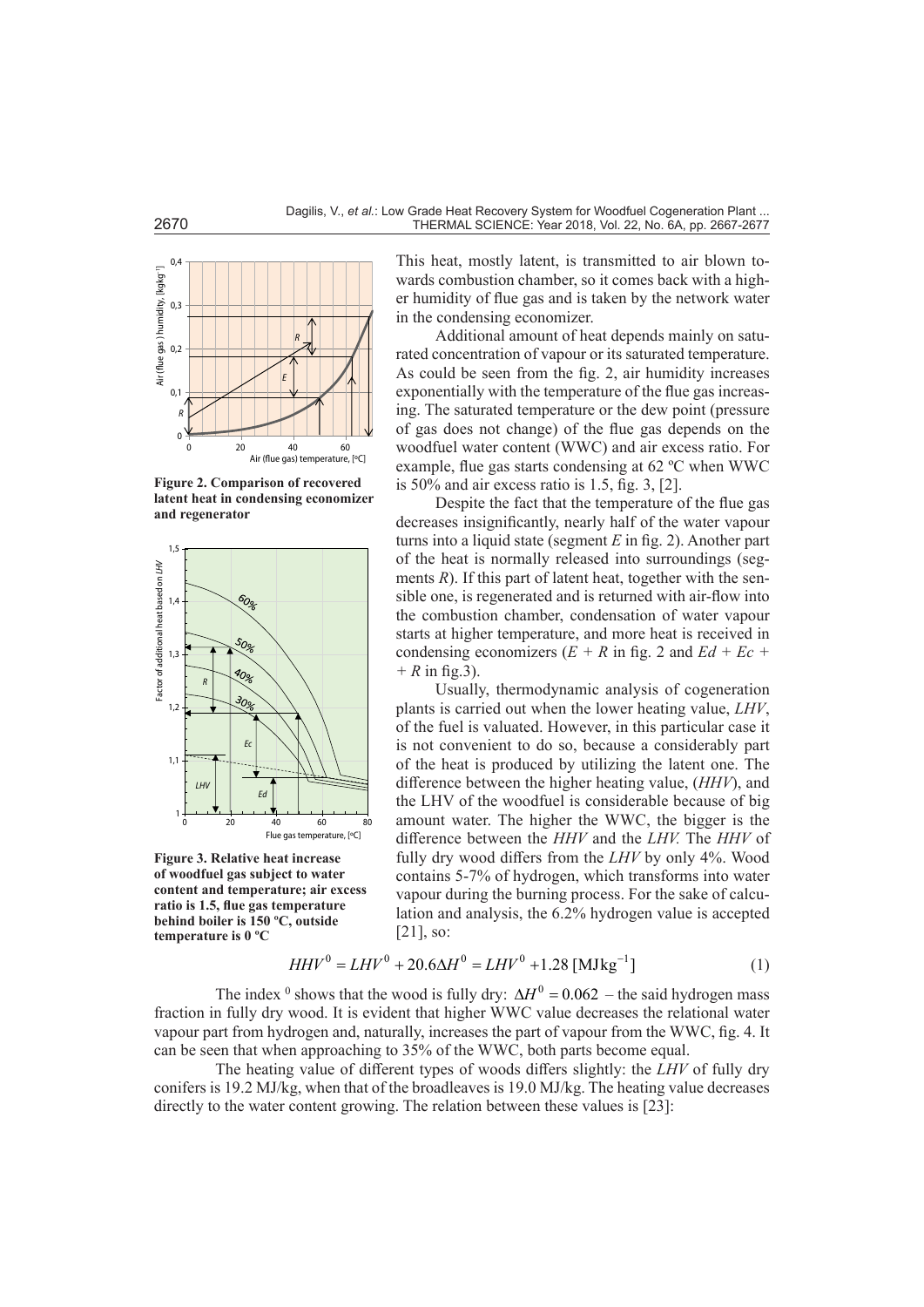**Figure 2. Comparison of recovered latent heat in condensing economizer and regenerator**

**Figure 3. Relative heat increase of woodfuel gas subject to water content and temperature; air excess ratio is 1.5, flue gas temperature behind boiler is 150 ºC, outside temperature is 0 ºC**

This heat, mostly latent, is transmitted to air blown towards combustion chamber, so it comes back with a higher humidity of flue gas and is taken by the network water in the condensing economizer.

Additional amount of heat depends mainly on saturated concentration of vapour or its saturated temperature. As could be seen from the fig. 2, air humidity increases exponentially with the temperature of the flue gas increasing. The saturated temperature or the dew point (pressure of gas does not change) of the flue gas depends on the woodfuel water content (WWC) and air excess ratio. For example, flue gas starts condensing at 62 ºC when WWC is 50% and air excess ratio is 1.5, fig. 3, [2].

Despite the fact that the temperature of the flue gas decreases insignificantly, nearly half of the water vapour turns into a liquid state (segment *E* in fig. 2). Another part of the heat is normally released into surroundings (segments *R*). If this part of latent heat, together with the sensible one, is regenerated and is returned with air-flow into the combustion chamber, condensation of water vapour starts at higher temperature, and more heat is received in condensing economizers ($E + R$ in fig. 2 and $Ed + Ec + R$ in fig.3).

Usually, thermodynamic analysis of cogeneration plants is carried out when the lower heating value, *LHV*, of the fuel is valuated. However, in this particular case it is not convenient to do so, because a considerably part of the heat is produced by utilizing the latent one. The difference between the higher heating value, (*HHV*), and the LHV of the woodfuel is considerable because of big amount water. The higher the WWC, the bigger is the difference between the *HHV* and the *LHV.* The *HHV* of fully dry wood differs from the *LHV* by only 4%. Wood contains 5-7% of hydrogen, which transforms into water vapour during the burning process. For the sake of calculation and analysis, the 6.2% hydrogen value is accepted [21], so:

$$HHV^0 = LHV^0 + 20.6\Delta H^0 = LHV^0 + 1.28\ [\text{MJkg}^{-1}] \tag{1}$$

The index $^0$ shows that the wood is fully dry: $\Delta H^0 = 0.062$ – the said hydrogen mass fraction in fully dry wood. It is evident that higher WWC value decreases the relational water vapour part from hydrogen and, naturally, increases the part of vapour from the WWC, fig. 4. It can be seen that when approaching to 35% of the WWC, both parts become equal.

The heating value of different types of woods differs slightly: the *LHV* of fully dry conifers is 19.2 MJ/kg, when that of the broadleaves is 19.0 MJ/kg. The heating value decreases directly to the water content growing. The relation between these values is [23]: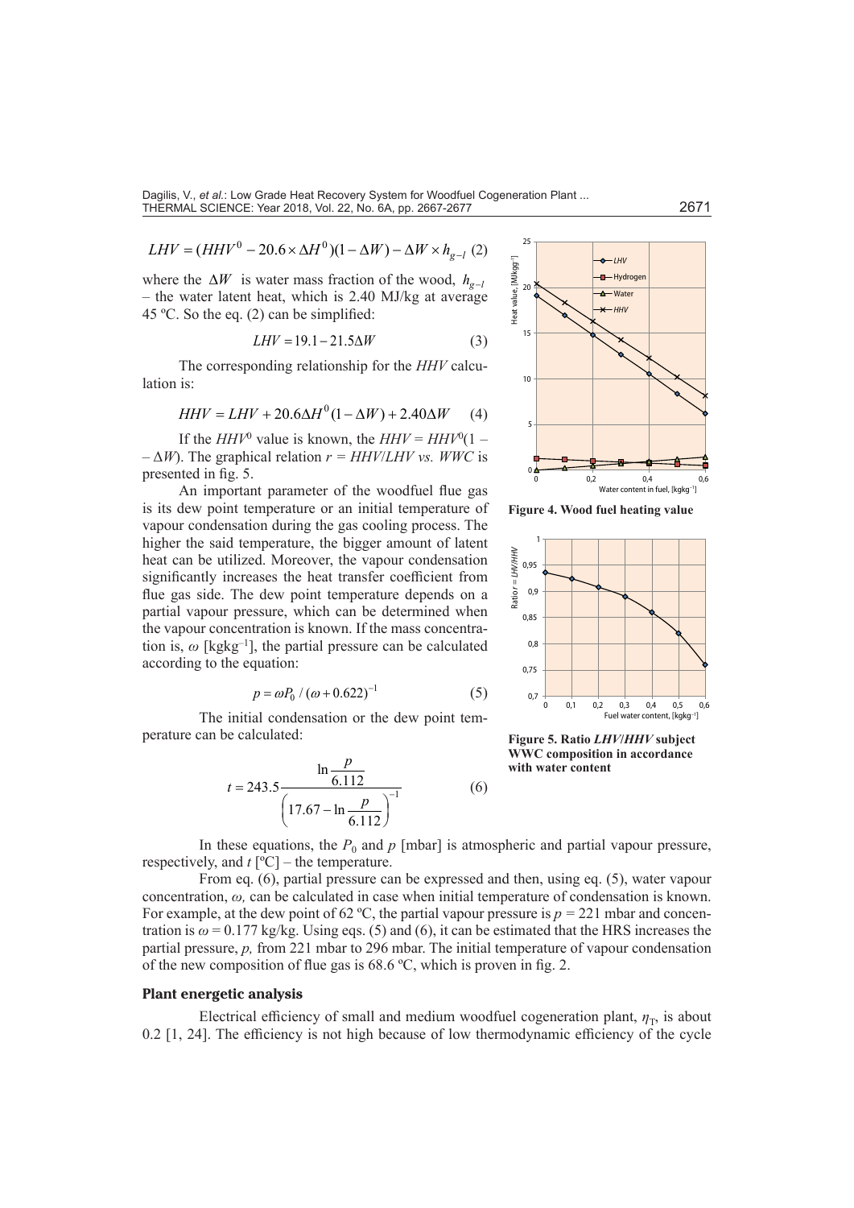$$LHV = (HHV^0 - 20.6 \times \Delta H^0)(1 - \Delta W) - \Delta W \times h_{g-l} \quad (2)$$

where the $\Delta W$ is water mass fraction of the wood, $h_{g-l}$ – the water latent heat, which is 2.40 MJ/kg at average 45 ºC. So the eq. (2) can be simplified:

$$LHV = 19.1 - 21.5\Delta W \quad (3)$$

The corresponding relationship for the *HHV* calculation is:

$$HHV = LHV + 20.6\Delta H^0(1 - \Delta W) + 2.40\Delta W \quad (4)$$

If the $HHV^0$ value is known, the $HHV = HHV^0(1 - \Delta W)$. The graphical relation $r = HHV/LHV$ *vs.* *WWC* is presented in fig. 5.

An important parameter of the woodfuel flue gas is its dew point temperature or an initial temperature of vapour condensation during the gas cooling process. The higher the said temperature, the bigger amount of latent heat can be utilized. Moreover, the vapour condensation significantly increases the heat transfer coefficient from flue gas side. The dew point temperature depends on a partial vapour pressure, which can be determined when the vapour concentration is known. If the mass concentration is, $\omega$ [kgkg$^{-1}$], the partial pressure can be calculated according to the equation:

$$p = \omega P_0 / (\omega + 0.622)^{-1} \quad (5)$$

The initial condensation or the dew point temperature can be calculated:

$$t = 243.5 \frac{\ln \dfrac{p}{6.112}}{\left(17.67 - \ln \dfrac{p}{6.112}\right)^{-1}} \quad (6)$$

**Figure 4. Wood fuel heating value**

**Figure 5. Ratio *LHV*/*HHV* subject WWC composition in accordance with water content**

In these equations, the $P_0$ and $p$ [mbar] is atmospheric and partial vapour pressure, respectively, and $t$ [ºC] – the temperature.

From eq. (6), partial pressure can be expressed and then, using eq. (5), water vapour concentration, $\omega$, can be calculated in case when initial temperature of condensation is known. For example, at the dew point of 62 ºC, the partial vapour pressure is $p = 221$ mbar and concentration is $\omega = 0.177$ kg/kg. Using eqs. (5) and (6), it can be estimated that the HRS increases the partial pressure, $p$, from 221 mbar to 296 mbar. The initial temperature of vapour condensation of the new composition of flue gas is 68.6 ºC, which is proven in fig. 2.

## Plant energetic analysis

Electrical efficiency of small and medium woodfuel cogeneration plant, $\eta_T$, is about 0.2 [1, 24]. The efficiency is not high because of low thermodynamic efficiency of the cycle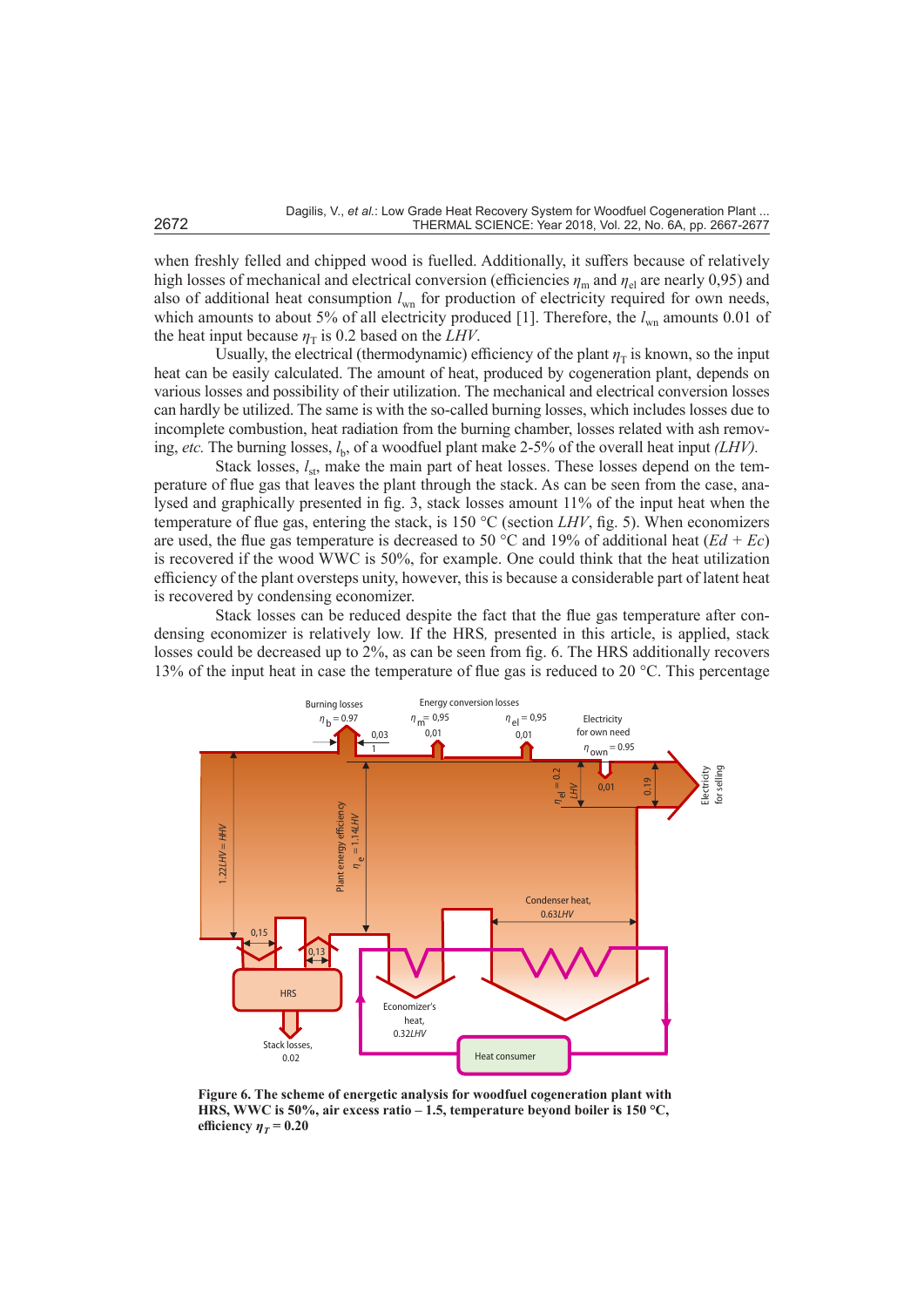when freshly felled and chipped wood is fuelled. Additionally, it suffers because of relatively high losses of mechanical and electrical conversion (efficiencies $\eta_m$ and $\eta_{el}$ are nearly 0,95) and also of additional heat consumption $l_{wn}$ for production of electricity required for own needs, which amounts to about 5% of all electricity produced [1]. Therefore, the $l_{wn}$ amounts 0.01 of the heat input because $\eta_T$ is 0.2 based on the *LHV*.

Usually, the electrical (thermodynamic) efficiency of the plant $\eta_T$ is known, so the input heat can be easily calculated. The amount of heat, produced by cogeneration plant, depends on various losses and possibility of their utilization. The mechanical and electrical conversion losses can hardly be utilized. The same is with the so-called burning losses, which includes losses due to incomplete combustion, heat radiation from the burning chamber, losses related with ash removing, *etc.* The burning losses, $l_b$, of a woodfuel plant make 2-5% of the overall heat input *(LHV).*

Stack losses, $l_{st}$, make the main part of heat losses. These losses depend on the temperature of flue gas that leaves the plant through the stack. As can be seen from the case, analysed and graphically presented in fig. 3, stack losses amount 11% of the input heat when the temperature of flue gas, entering the stack, is 150 °C (section *LHV*, fig. 5). When economizers are used, the flue gas temperature is decreased to 50 °C and 19% of additional heat (*Ed* + *Ec*) is recovered if the wood WWC is 50%, for example. One could think that the heat utilization efficiency of the plant oversteps unity, however, this is because a considerable part of latent heat is recovered by condensing economizer.

Stack losses can be reduced despite the fact that the flue gas temperature after condensing economizer is relatively low. If the HRS, presented in this article, is applied, stack losses could be decreased up to 2%, as can be seen from fig. 6. The HRS additionally recovers 13% of the input heat in case the temperature of flue gas is reduced to 20 °C. This percentage

**Figure 6. The scheme of energetic analysis for woodfuel cogeneration plant with HRS, WWC is 50%, air excess ratio – 1.5, temperature beyond boiler is 150 °C, efficiency $\eta_T$ = 0.20**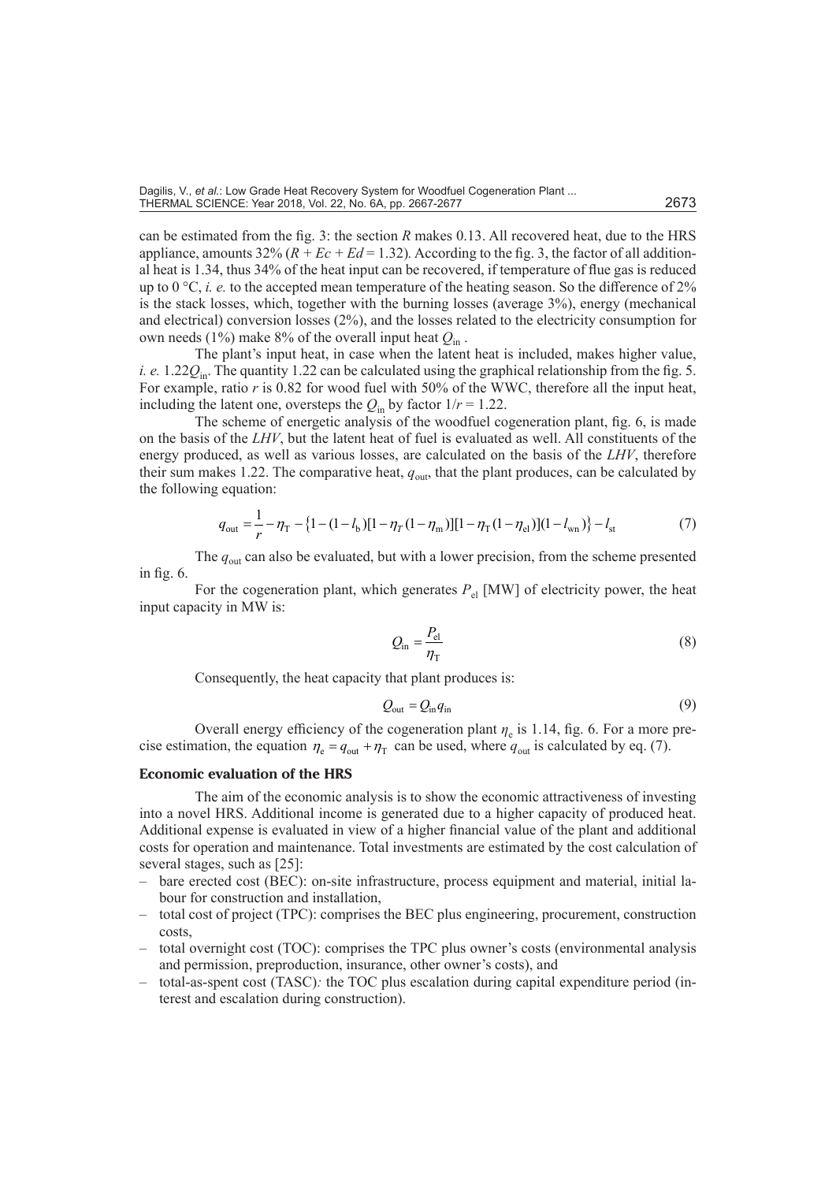can be estimated from the fig. 3: the section $R$ makes 0.13. All recovered heat, due to the HRS appliance, amounts 32% ($R + Ec + Ed = 1.32$). According to the fig. 3, the factor of all additional heat is 1.34, thus 34% of the heat input can be recovered, if temperature of flue gas is reduced up to 0 °C, *i. e.* to the accepted mean temperature of the heating season. So the difference of 2% is the stack losses, which, together with the burning losses (average 3%), energy (mechanical and electrical) conversion losses (2%), and the losses related to the electricity consumption for own needs (1%) make 8% of the overall input heat $Q_{\text{in}}$ .

The plant's input heat, in case when the latent heat is included, makes higher value, *i. e.* $1.22Q_{\text{in}}$. The quantity 1.22 can be calculated using the graphical relationship from the fig. 5. For example, ratio $r$ is 0.82 for wood fuel with 50% of the WWC, therefore all the input heat, including the latent one, oversteps the $Q_{\text{in}}$ by factor $1/r = 1.22$.

The scheme of energetic analysis of the woodfuel cogeneration plant, fig. 6, is made on the basis of the *LHV*, but the latent heat of fuel is evaluated as well. All constituents of the energy produced, as well as various losses, are calculated on the basis of the *LHV*, therefore their sum makes 1.22. The comparative heat, $q_{\text{out}}$, that the plant produces, can be calculated by the following equation:

$$q_{\text{out}} = \frac{1}{r} - \eta_{\text{T}} - \left\{1 - (1 - l_{\text{b}})[1 - \eta_{T}(1 - \eta_{\text{m}})][1 - \eta_{\text{T}}(1 - \eta_{\text{el}})](1 - l_{\text{wn}})\right\} - l_{\text{st}} \tag{7}$$

The $q_{\text{out}}$ can also be evaluated, but with a lower precision, from the scheme presented in fig. 6.

For the cogeneration plant, which generates $P_{\text{el}}$ [MW] of electricity power, the heat input capacity in MW is:

$$Q_{\text{in}} = \frac{P_{\text{el}}}{\eta_{\text{T}}} \tag{8}$$

Consequently, the heat capacity that plant produces is:

$$Q_{\text{out}} = Q_{\text{in}} q_{\text{in}} \tag{9}$$

Overall energy efficiency of the cogeneration plant $\eta_{\text{e}}$ is 1.14, fig. 6. For a more precise estimation, the equation $\eta_{\text{e}} = q_{\text{out}} + \eta_{\text{T}}$ can be used, where $q_{\text{out}}$ is calculated by eq. (7).

## Economic evaluation of the HRS

The aim of the economic analysis is to show the economic attractiveness of investing into a novel HRS. Additional income is generated due to a higher capacity of produced heat. Additional expense is evaluated in view of a higher financial value of the plant and additional costs for operation and maintenance. Total investments are estimated by the cost calculation of several stages, such as [25]:

- bare erected cost (BEC): on-site infrastructure, process equipment and material, initial labour for construction and installation,
- total cost of project (TPC): comprises the BEC plus engineering, procurement, construction costs,
- total overnight cost (TOC): comprises the TPC plus owner's costs (environmental analysis and permission, preproduction, insurance, other owner's costs), and
- total-as-spent cost (TASC)*:* the TOC plus escalation during capital expenditure period (interest and escalation during construction).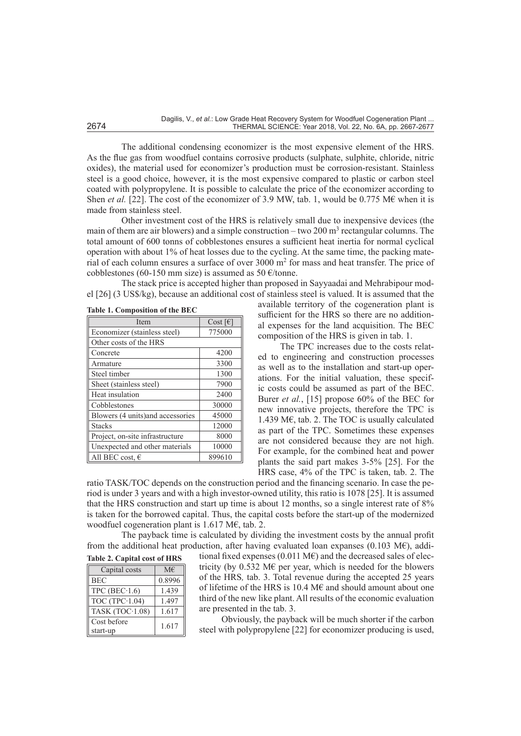The additional condensing economizer is the most expensive element of the HRS. As the flue gas from woodfuel contains corrosive products (sulphate, sulphite, chloride, nitric oxides), the material used for economizer's production must be corrosion-resistant. Stainless steel is a good choice, however, it is the most expensive compared to plastic or carbon steel coated with polypropylene. It is possible to calculate the price of the economizer according to Shen *et al.* [22]. The cost of the economizer of 3.9 MW, tab. 1, would be 0.775 M€ when it is made from stainless steel.

Other investment cost of the HRS is relatively small due to inexpensive devices (the main of them are air blowers) and a simple construction – two 200 $m^3$ rectangular columns. The total amount of 600 tonns of cobblestones ensures a sufficient heat inertia for normal cyclical operation with about 1% of heat losses due to the cycling. At the same time, the packing material of each column ensures a surface of over 3000 $m^2$ for mass and heat transfer. The price of cobblestones (60-150 mm size) is assumed as 50 €/tonne.

The stack price is accepted higher than proposed in Sayyaadai and Mehrabipour model [26] (3 US$/kg), because an additional cost of stainless steel is valued. It is assumed that the available territory of the cogeneration plant is sufficient for the HRS so there are no additional expenses for the land acquisition. The BEC composition of the HRS is given in tab. 1.

**Table 1. Composition of the BEC**

| Item | Cost [€] |
|---|---|
| Economizer (stainless steel) | 775000 |
| Other costs of the HRS | |
| Concrete | 4200 |
| Armature | 3300 |
| Steel timber | 1300 |
| Sheet (stainless steel) | 7900 |
| Heat insulation | 2400 |
| Cobblestones | 30000 |
| Blowers (4 units)and accessories | 45000 |
| Stacks | 12000 |
| Project, on-site infrastructure | 8000 |
| Unexpected and other materials | 10000 |
| All BEC cost, € | 899610 |

The TPC increases due to the costs related to engineering and construction processes as well as to the installation and start-up operations. For the initial valuation, these specific costs could be assumed as part of the BEC. Burer *et al.*, [15] propose 60% of the BEC for new innovative projects, therefore the TPC is 1.439 M€, tab. 2. The TOC is usually calculated as part of the TPC. Sometimes these expenses are not considered because they are not high. For example, for the combined heat and power plants the said part makes 3-5% [25]. For the HRS case, 4% of the TPC is taken, tab. 2. The ratio TASK/TOC depends on the construction period and the financing scenario. In case the period is under 3 years and with a high investor-owned utility, this ratio is 1078 [25]. It is assumed that the HRS construction and start up time is about 12 months, so a single interest rate of 8% is taken for the borrowed capital. Thus, the capital costs before the start-up of the modernized woodfuel cogeneration plant is 1.617 M€, tab. 2.

The payback time is calculated by dividing the investment costs by the annual profit from the additional heat production, after having evaluated loan expanses (0.103 M€), additional fixed expenses (0.011 M€) and the decreased sales of electricity (by 0.532 M€ per year, which is needed for the blowers of the HRS*,* tab. 3. Total revenue during the accepted 25 years of lifetime of the HRS is 10.4 M€ and should amount about one third of the new like plant. All results of the economic evaluation are presented in the tab. 3.

**Table 2. Capital cost of HRS**

| Capital costs | M€ |
|---|---|
| BEC | 0.8996 |
| TPC (BEC·1.6) | 1.439 |
| TOC (TPC·1.04) | 1.497 |
| TASK (TOC·1.08) | 1.617 |
| Cost before start-up | 1.617 |

Obviously, the payback will be much shorter if the carbon steel with polypropylene [22] for economizer producing is used,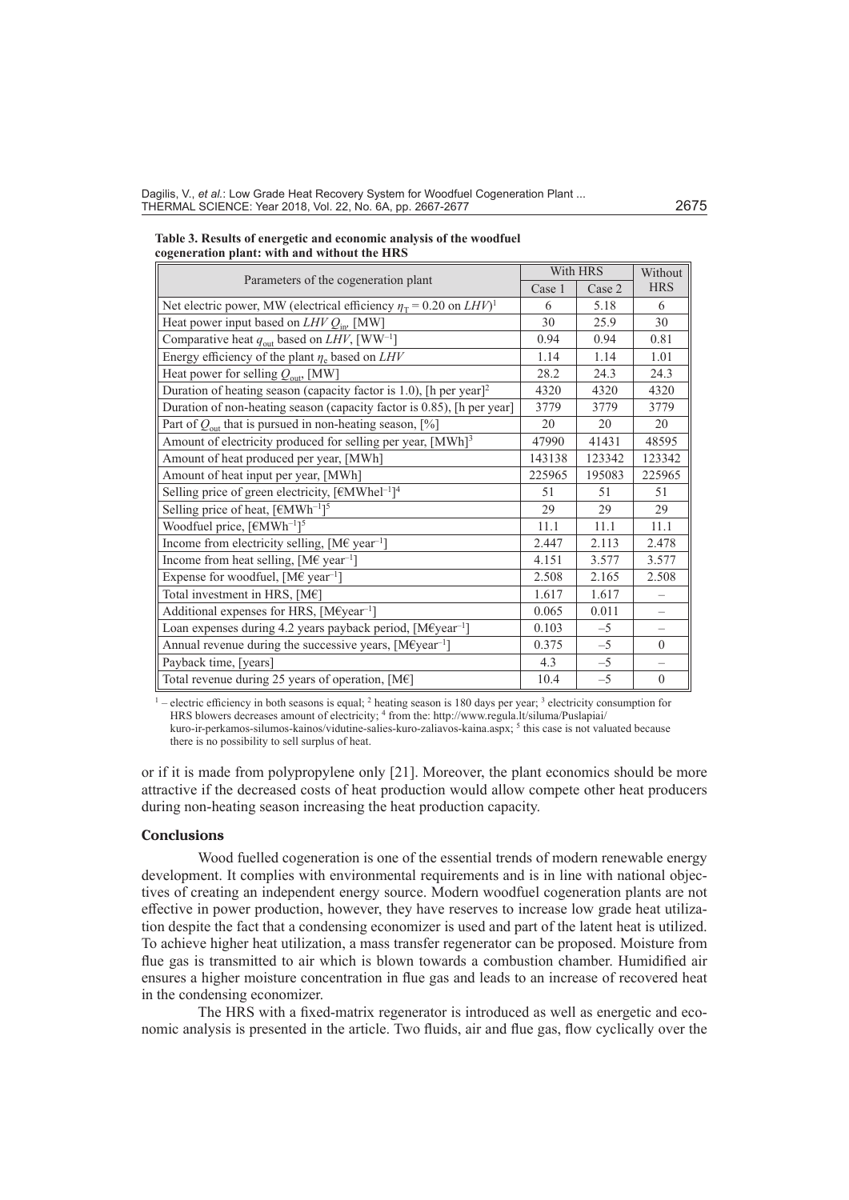**Table 3. Results of energetic and economic analysis of the woodfuel cogeneration plant: with and without the HRS**

| Parameters of the cogeneration plant | With HRS | | Without HRS |
|---|---|---|---|
| | Case 1 | Case 2 | |
| Net electric power, MW (electrical efficiency $\eta_T = 0.20$ on $LHV$)[1] | 6 | 5.18 | 6 |
| Heat power input based on $LHV$ $Q_{in}$, [MW] | 30 | 25.9 | 30 |
| Comparative heat $q_{out}$ based on $LHV$, [WW$^{-1}$] | 0.94 | 0.94 | 0.81 |
| Energy efficiency of the plant $\eta_e$ based on $LHV$ | 1.14 | 1.14 | 1.01 |
| Heat power for selling $Q_{out}$, [MW] | 28.2 | 24.3 | 24.3 |
| Duration of heating season (capacity factor is 1.0), [h per year][2] | 4320 | 4320 | 4320 |
| Duration of non-heating season (capacity factor is 0.85), [h per year] | 3779 | 3779 | 3779 |
| Part of $Q_{out}$ that is pursued in non-heating season, [%] | 20 | 20 | 20 |
| Amount of electricity produced for selling per year, [MWh][3] | 47990 | 41431 | 48595 |
| Amount of heat produced per year, [MWh] | 143138 | 123342 | 123342 |
| Amount of heat input per year, [MWh] | 225965 | 195083 | 225965 |
| Selling price of green electricity, [€MWhel$^{-1}$][4] | 51 | 51 | 51 |
| Selling price of heat, [€MWh$^{-1}$][5] | 29 | 29 | 29 |
| Woodfuel price, [€MWh$^{-1}$][5] | 11.1 | 11.1 | 11.1 |
| Income from electricity selling, [M€ year$^{-1}$] | 2.447 | 2.113 | 2.478 |
| Income from heat selling, [M€ year$^{-1}$] | 4.151 | 3.577 | 3.577 |
| Expense for woodfuel, [M€ year$^{-1}$] | 2.508 | 2.165 | 2.508 |
| Total investment in HRS, [M€] | 1.617 | 1.617 | – |
| Additional expenses for HRS, [M€year$^{-1}$] | 0.065 | 0.011 | – |
| Loan expenses during 4.2 years payback period, [M€year$^{-1}$] | 0.103 | –5 | – |
| Annual revenue during the successive years, [M€year$^{-1}$] | 0.375 | –5 | 0 |
| Payback time, [years] | 4.3 | –5 | – |
| Total revenue during 25 years of operation, [M€] | 10.4 | –5 | 0 |

[1] – electric efficiency in both seasons is equal; [2] heating season is 180 days per year; [3] electricity consumption for HRS blowers decreases amount of electricity; [4] from the: http://www.regula.lt/siluma/Puslapiai/kuro-ir-perkamos-silumos-kainos/vidutine-salies-kuro-zaliavos-kaina.aspx; [5] this case is not valuated because there is no possibility to sell surplus of heat.

or if it is made from polypropylene only [21]. Moreover, the plant economics should be more attractive if the decreased costs of heat production would allow compete other heat producers during non-heating season increasing the heat production capacity.

## Conclusions

Wood fuelled cogeneration is one of the essential trends of modern renewable energy development. It complies with environmental requirements and is in line with national objectives of creating an independent energy source. Modern woodfuel cogeneration plants are not effective in power production, however, they have reserves to increase low grade heat utilization despite the fact that a condensing economizer is used and part of the latent heat is utilized. To achieve higher heat utilization, a mass transfer regenerator can be proposed. Moisture from flue gas is transmitted to air which is blown towards a combustion chamber. Humidified air ensures a higher moisture concentration in flue gas and leads to an increase of recovered heat in the condensing economizer.

The HRS with a fixed-matrix regenerator is introduced as well as energetic and economic analysis is presented in the article. Two fluids, air and flue gas, flow cyclically over the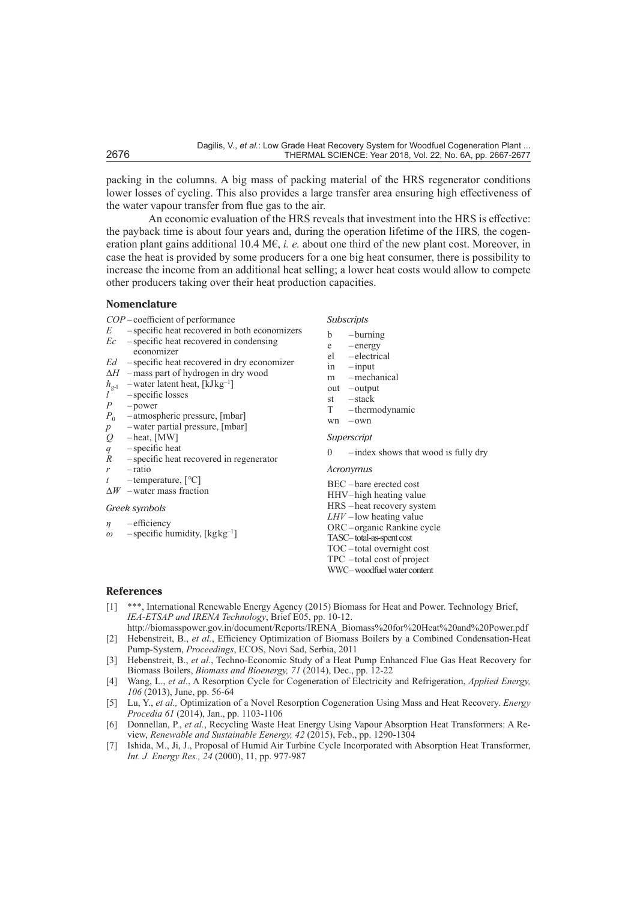packing in the columns. A big mass of packing material of the HRS regenerator conditions lower losses of cycling. This also provides a large transfer area ensuring high effectiveness of the water vapour transfer from flue gas to the air.

An economic evaluation of the HRS reveals that investment into the HRS is effective: the payback time is about four years and, during the operation lifetime of the HRS, the cogeneration plant gains additional 10.4 M€, *i. e.* about one third of the new plant cost. Moreover, in case the heat is provided by some producers for a one big heat consumer, there is possibility to increase the income from an additional heat selling; a lower heat costs would allow to compete other producers taking over their heat production capacities.

## Nomenclature

- $COP$ – coefficient of performance
- $E$ – specific heat recovered in both economizers
- $Ec$ – specific heat recovered in condensing economizer
- $Ed$ – specific heat recovered in dry economizer
- $\Delta H$ – mass part of hydrogen in dry wood
- $h_{g\text{-}l}$ – water latent heat, [kJkg$^{-1}$]
- $l$ – specific losses
- $P$ – power
- $P_0$ – atmospheric pressure, [mbar]
- $p$ – water partial pressure, [mbar]
- $Q$ – heat, [MW]
- $q$ – specific heat
- $R$ – specific heat recovered in regenerator
- $r$ – ratio
- $t$ – temperature, [°C]
- $\Delta W$ – water mass fraction

*Greek symbols*

- $\eta$ – efficiency
- $\omega$ – specific humidity, [kgkg$^{-1}$]

*Subscripts*

- b – burning
- e – energy
- el – electrical
- in – input
- m – mechanical
- out – output
- st – stack
- T – thermodynamic
- wn – own

*Superscript*

- 0 – index shows that wood is fully dry

*Acronymus*

- BEC – bare erected cost
- HHV – high heating value
- HRS – heat recovery system
- *LHV* – low heating value
- ORC – organic Rankine cycle
- TASC – total-as-spent cost
- TOC – total overnight cost
- TPC – total cost of project
- WWC – woodfuel water content

## References

[1] ***, International Renewable Energy Agency (2015) Biomass for Heat and Power. Technology Brief, *IEA-ETSAP and IRENA Technology*, Brief E05, pp. 10-12. http://biomasspower.gov.in/document/Reports/IRENA_Biomass%20for%20Heat%20and%20Power.pdf

[2] Hebenstreit, B., *et al.*, Efficiency Optimization of Biomass Boilers by a Combined Condensation-Heat Pump-System, *Proceedings*, ECOS, Novi Sad, Serbia, 2011

[3] Hebenstreit, B., *et al.*, Techno-Economic Study of a Heat Pump Enhanced Flue Gas Heat Recovery for Biomass Boilers, *Biomass and Bioenergy, 71* (2014), Dec., pp. 12-22

[4] Wang, L., *et al.*, A Resorption Cycle for Cogeneration of Electricity and Refrigeration, *Applied Energy, 106* (2013), June, pp. 56-64

[5] Lu, Y., *et al.,* Optimization of a Novel Resorption Cogeneration Using Mass and Heat Recovery. *Energy Procedia 61* (2014), Jan., pp. 1103-1106

[6] Donnellan, P., *et al.*, Recycling Waste Heat Energy Using Vapour Absorption Heat Transformers: A Review, *Renewable and Sustainable Eenergy, 42* (2015), Feb., pp. 1290-1304

[7] Ishida, M., Ji, J., Proposal of Humid Air Turbine Cycle Incorporated with Absorption Heat Transformer, *Int. J. Energy Res., 24* (2000), 11, pp. 977-987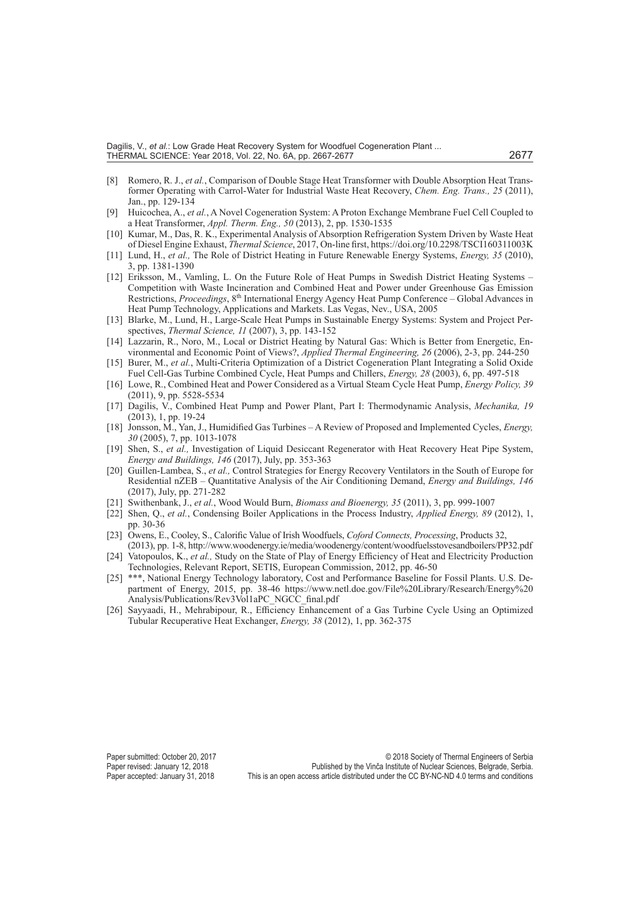[8] Romero, R. J., *et al.*, Comparison of Double Stage Heat Transformer with Double Absorption Heat Transformer Operating with Carrol-Water for Industrial Waste Heat Recovery, *Chem. Eng. Trans., 25* (2011), Jan., pp. 129-134

[9] Huicochea, A., *et al.*, A Novel Cogeneration System: A Proton Exchange Membrane Fuel Cell Coupled to a Heat Transformer, *Appl. Therm. Eng., 50* (2013), 2, pp. 1530-1535

[10] Kumar, M., Das, R. K., Experimental Analysis of Absorption Refrigeration System Driven by Waste Heat of Diesel Engine Exhaust, *Thermal Science*, 2017, On-line first, https://doi.org/10.2298/TSCI160311003K

[11] Lund, H., *et al.,* The Role of District Heating in Future Renewable Energy Systems, *Energy, 35* (2010), 3, pp. 1381-1390

[12] Eriksson, M., Vamling, L. On the Future Role of Heat Pumps in Swedish District Heating Systems – Competition with Waste Incineration and Combined Heat and Power under Greenhouse Gas Emission Restrictions, *Proceedings*, 8th International Energy Agency Heat Pump Conference – Global Advances in Heat Pump Technology, Applications and Markets. Las Vegas, Nev., USA, 2005

[13] Blarke, M., Lund, H., Large-Scale Heat Pumps in Sustainable Energy Systems: System and Project Perspectives, *Thermal Science, 11* (2007), 3, pp. 143-152

[14] Lazzarin, R., Noro, M., Local or District Heating by Natural Gas: Which is Better from Energetic, Environmental and Economic Point of Views?, *Applied Thermal Engineering, 26* (2006), 2-3, pp. 244-250

[15] Burer, M., *et al.*, Multi-Criteria Optimization of a District Cogeneration Plant Integrating a Solid Oxide Fuel Cell-Gas Turbine Combined Cycle, Heat Pumps and Chillers, *Energy, 28* (2003), 6, pp. 497-518

[16] Lowe, R., Combined Heat and Power Considered as a Virtual Steam Cycle Heat Pump, *Energy Policy, 39* (2011), 9, pp. 5528-5534

[17] Dagilis, V., Combined Heat Pump and Power Plant, Part I: Thermodynamic Analysis, *Mechanika, 19* (2013), 1, pp. 19-24

[18] Jonsson, M., Yan, J., Humidified Gas Turbines – A Review of Proposed and Implemented Cycles, *Energy, 30* (2005), 7, pp. 1013-1078

[19] Shen, S., *et al.,* Investigation of Liquid Desiccant Regenerator with Heat Recovery Heat Pipe System, *Energy and Buildings, 146* (2017), July, pp. 353-363

[20] Guillen-Lambea, S., *et al.,* Control Strategies for Energy Recovery Ventilators in the South of Europe for Residential nZEB – Quantitative Analysis of the Air Conditioning Demand, *Energy and Buildings, 146* (2017), July, pp. 271-282

[21] Swithenbank, J., *et al.*, Wood Would Burn, *Biomass and Bioenergy, 35* (2011), 3, pp. 999-1007

[22] Shen, Q., *et al.*, Condensing Boiler Applications in the Process Industry, *Applied Energy, 89* (2012), 1, pp. 30-36

[23] Owens, E., Cooley, S., Calorific Value of Irish Woodfuels, *Coford Connects, Processing*, Products 32, (2013), pp. 1-8, http://www.woodenergy.ie/media/woodenergy/content/woodfuelsstovesandboilers/PP32.pdf

[24] Vatopoulos, K., *et al.,* Study on the State of Play of Energy Efficiency of Heat and Electricity Production Technologies, Relevant Report, SETIS, European Commission, 2012, pp. 46-50

[25] ***, National Energy Technology laboratory, Cost and Performance Baseline for Fossil Plants. U.S. Department of Energy, 2015, pp. 38-46 https://www.netl.doe.gov/File%20Library/Research/Energy%20Analysis/Publications/Rev3Vol1aPC_NGCC_final.pdf

[26] Sayyaadi, H., Mehrabipour, R., Efficiency Enhancement of a Gas Turbine Cycle Using an Optimized Tubular Recuperative Heat Exchanger, *Energy, 38* (2012), 1, pp. 362-375

Paper submitted: October 20, 2017
Paper revised: January 12, 2018
Paper accepted: January 31, 2018

© 2018 Society of Thermal Engineers of Serbia
Published by the Vinča Institute of Nuclear Sciences, Belgrade, Serbia.
This is an open access article distributed under the CC BY-NC-ND 4.0 terms and conditions